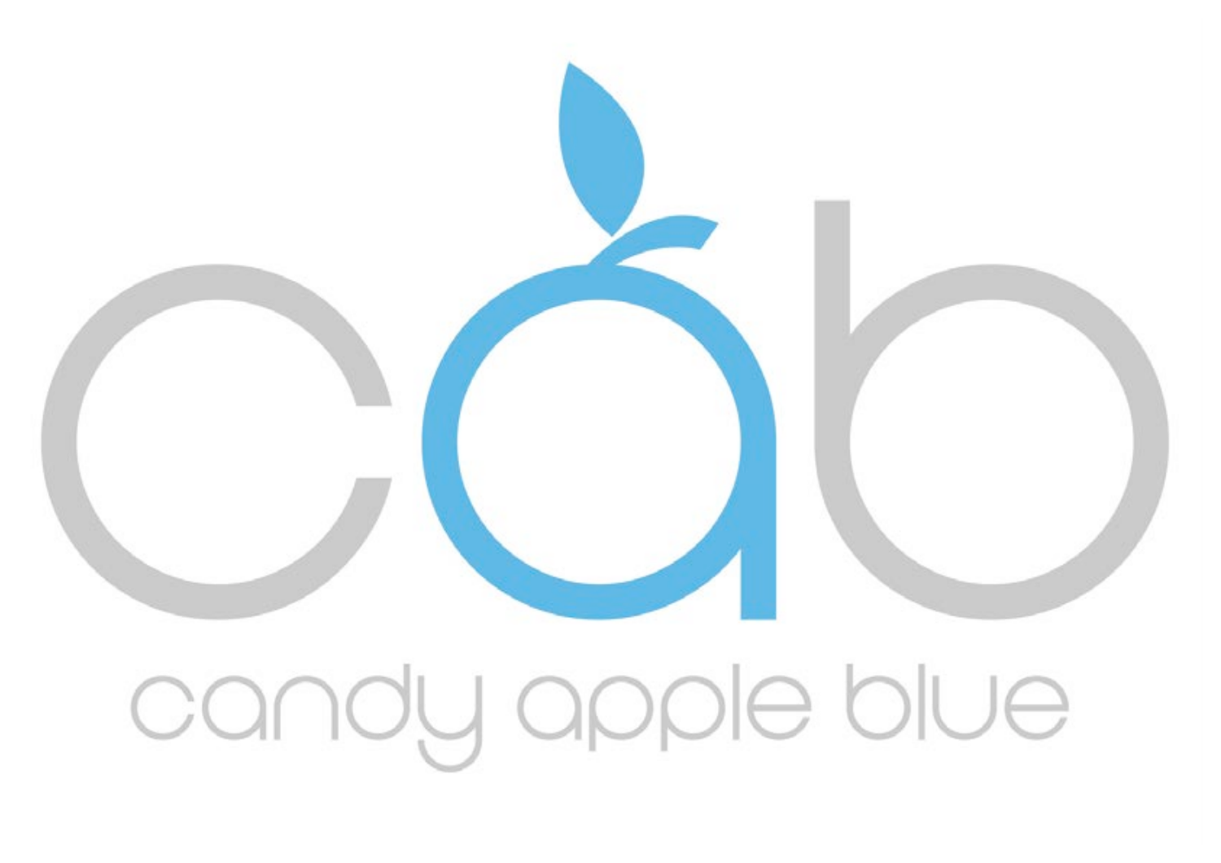cab

candy apple blue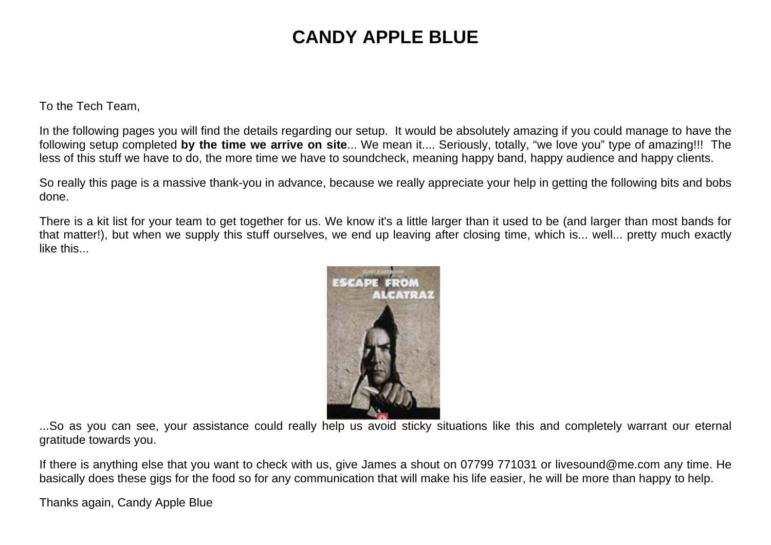# CANDY APPLE BLUE

To the Tech Team,

In the following pages you will find the details regarding our setup. It would be absolutely amazing if you could manage to have the following setup completed **by the time we arrive on site**... We mean it.... Seriously, totally, “we love you” type of amazing!!! The less of this stuff we have to do, the more time we have to soundcheck, meaning happy band, happy audience and happy clients.

So really this page is a massive thank-you in advance, because we really appreciate your help in getting the following bits and bobs done.

There is a kit list for your team to get together for us. We know it's a little larger than it used to be (and larger than most bands for that matter!), but when we supply this stuff ourselves, we end up leaving after closing time, which is... well... pretty much exactly like this...

...So as you can see, your assistance could really help us avoid sticky situations like this and completely warrant our eternal gratitude towards you.

If there is anything else that you want to check with us, give James a shout on 07799 771031 or livesound@me.com any time. He basically does these gigs for the food so for any communication that will make his life easier, he will be more than happy to help.

Thanks again, Candy Apple Blue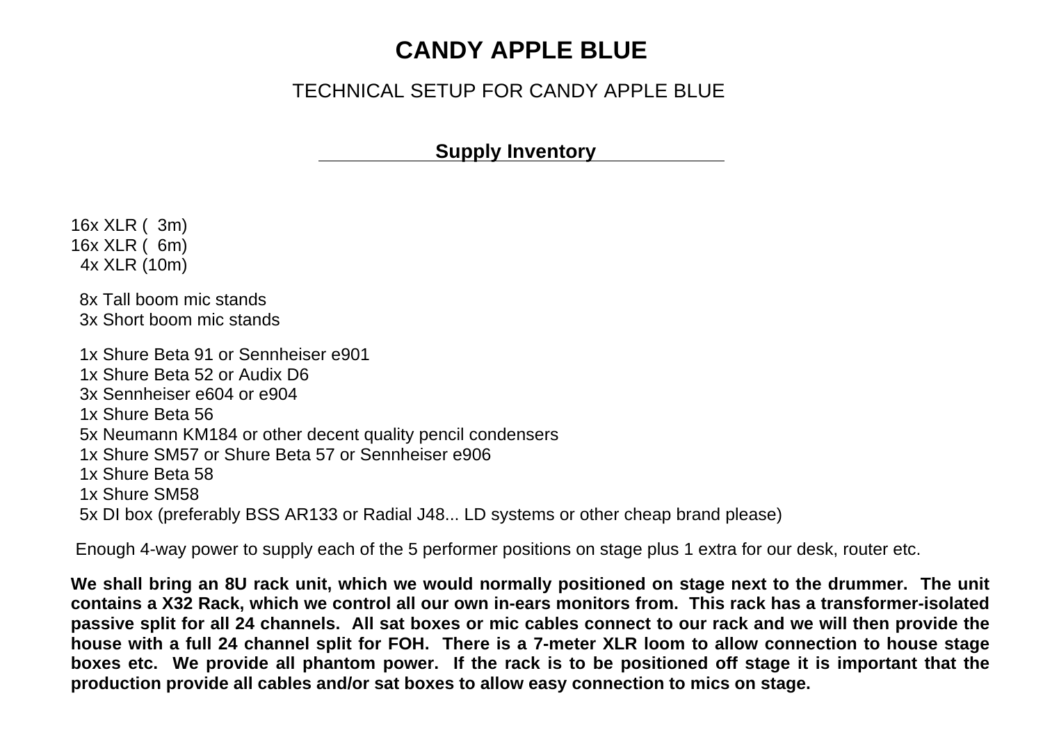# CANDY APPLE BLUE

TECHNICAL SETUP FOR CANDY APPLE BLUE

## Supply Inventory

16x XLR ( 3m)
16x XLR ( 6m)
4x XLR (10m)

8x Tall boom mic stands
3x Short boom mic stands

1x Shure Beta 91 or Sennheiser e901
1x Shure Beta 52 or Audix D6
3x Sennheiser e604 or e904
1x Shure Beta 56
5x Neumann KM184 or other decent quality pencil condensers
1x Shure SM57 or Shure Beta 57 or Sennheiser e906
1x Shure Beta 58
1x Shure SM58
5x DI box (preferably BSS AR133 or Radial J48... LD systems or other cheap brand please)

Enough 4-way power to supply each of the 5 performer positions on stage plus 1 extra for our desk, router etc.

**We shall bring an 8U rack unit, which we would normally positioned on stage next to the drummer. The unit contains a X32 Rack, which we control all our own in-ears monitors from. This rack has a transformer-isolated passive split for all 24 channels. All sat boxes or mic cables connect to our rack and we will then provide the house with a full 24 channel split for FOH. There is a 7-meter XLR loom to allow connection to house stage boxes etc. We provide all phantom power. If the rack is to be positioned off stage it is important that the production provide all cables and/or sat boxes to allow easy connection to mics on stage.**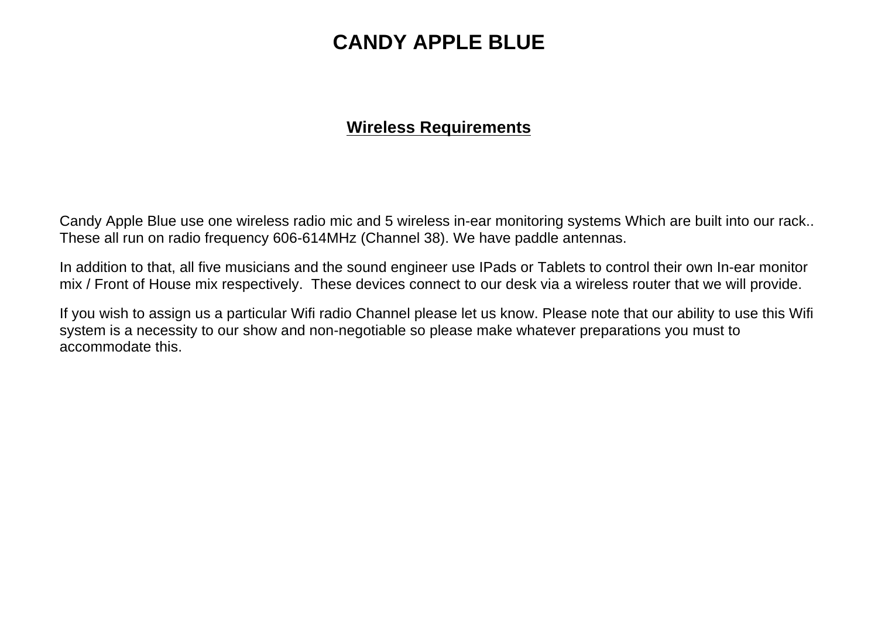# CANDY APPLE BLUE

## Wireless Requirements

Candy Apple Blue use one wireless radio mic and 5 wireless in-ear monitoring systems Which are built into our rack.. These all run on radio frequency 606-614MHz (Channel 38). We have paddle antennas.

In addition to that, all five musicians and the sound engineer use IPads or Tablets to control their own In-ear monitor mix / Front of House mix respectively. These devices connect to our desk via a wireless router that we will provide.

If you wish to assign us a particular Wifi radio Channel please let us know. Please note that our ability to use this Wifi system is a necessity to our show and non-negotiable so please make whatever preparations you must to accommodate this.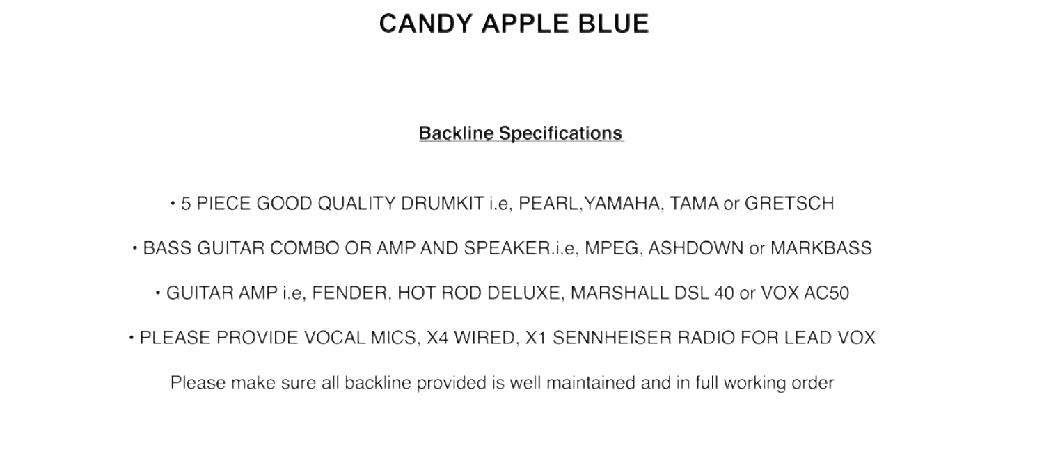# CANDY APPLE BLUE

## Backline Specifications

- 5 PIECE GOOD QUALITY DRUMKIT i.e, PEARL,YAMAHA, TAMA or GRETSCH
- BASS GUITAR COMBO OR AMP AND SPEAKER.i.e, MPEG, ASHDOWN or MARKBASS
- GUITAR AMP i.e, FENDER, HOT ROD DELUXE, MARSHALL DSL 40 or VOX AC50
- PLEASE PROVIDE VOCAL MICS, X4 WIRED, X1 SENNHEISER RADIO FOR LEAD VOX

Please make sure all backline provided is well maintained and in full working order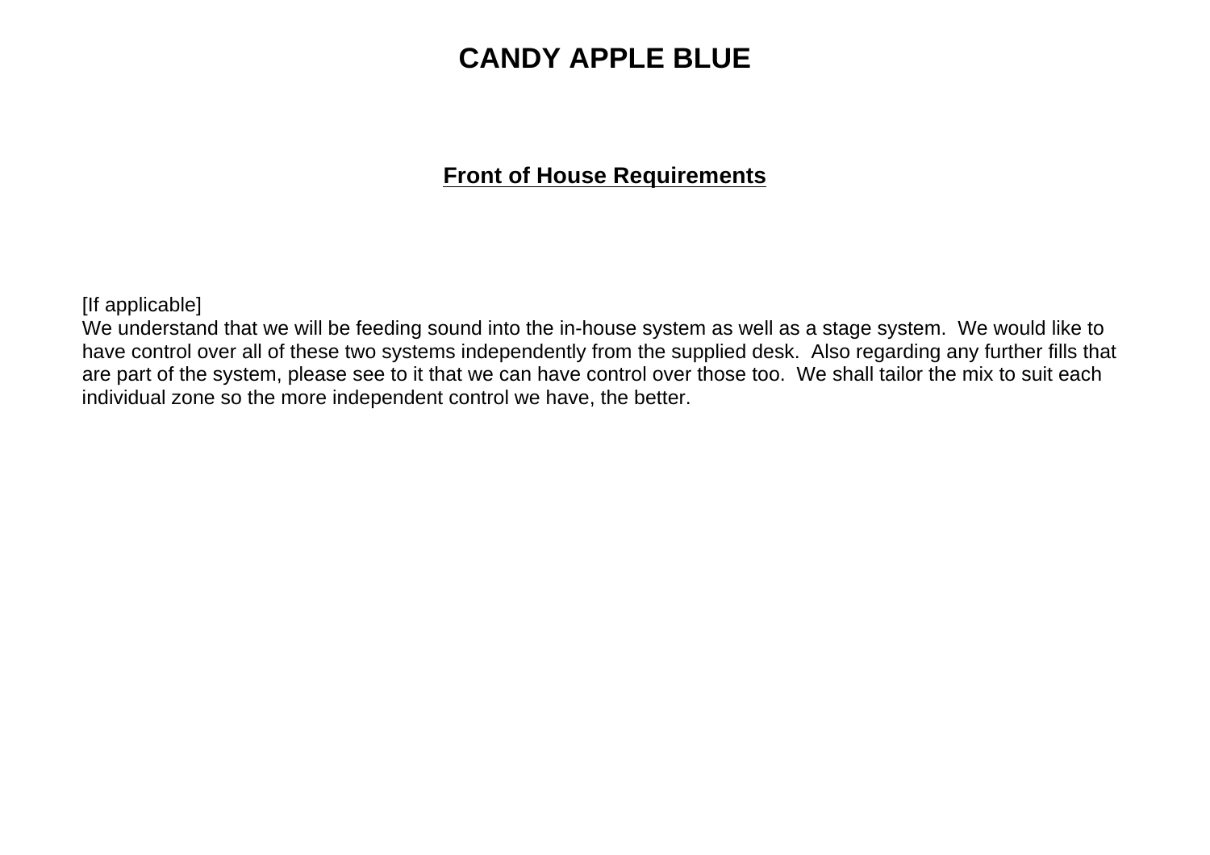# CANDY APPLE BLUE

## Front of House Requirements

[If applicable]
We understand that we will be feeding sound into the in-house system as well as a stage system. We would like to have control over all of these two systems independently from the supplied desk. Also regarding any further fills that are part of the system, please see to it that we can have control over those too. We shall tailor the mix to suit each individual zone so the more independent control we have, the better.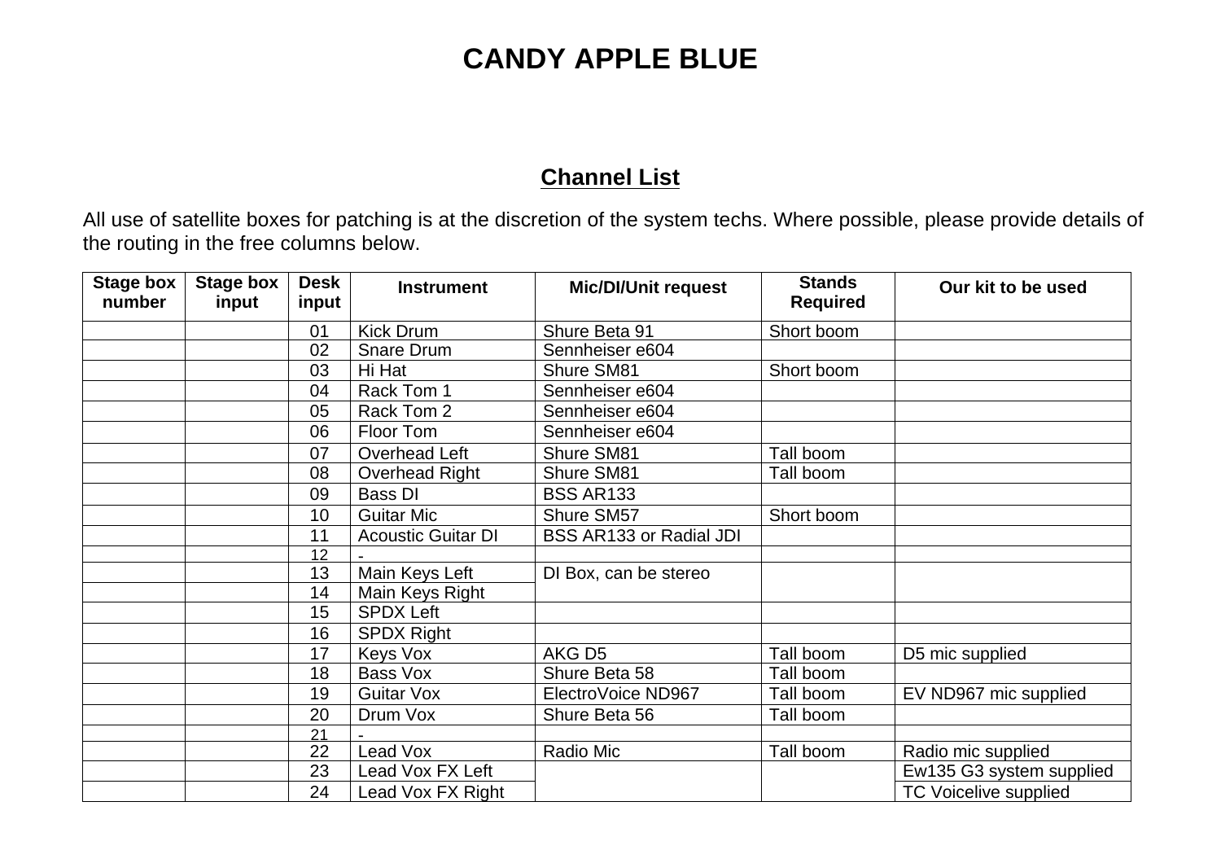# CANDY APPLE BLUE

## Channel List

All use of satellite boxes for patching is at the discretion of the system techs. Where possible, please provide details of the routing in the free columns below.

| Stage box number | Stage box input | Desk input | Instrument | Mic/DI/Unit request | Stands Required | Our kit to be used |
|---|---|---|---|---|---|---|
| | | 01 | Kick Drum | Shure Beta 91 | Short boom | |
| | | 02 | Snare Drum | Sennheiser e604 | | |
| | | 03 | Hi Hat | Shure SM81 | Short boom | |
| | | 04 | Rack Tom 1 | Sennheiser e604 | | |
| | | 05 | Rack Tom 2 | Sennheiser e604 | | |
| | | 06 | Floor Tom | Sennheiser e604 | | |
| | | 07 | Overhead Left | Shure SM81 | Tall boom | |
| | | 08 | Overhead Right | Shure SM81 | Tall boom | |
| | | 09 | Bass DI | BSS AR133 | | |
| | | 10 | Guitar Mic | Shure SM57 | Short boom | |
| | | 11 | Acoustic Guitar DI | BSS AR133 or Radial JDI | | |
| | | 12 | - | | | |
| | | 13 | Main Keys Left | DI Box, can be stereo | | |
| | | 14 | Main Keys Right | | | |
| | | 15 | SPDX Left | | | |
| | | 16 | SPDX Right | | | |
| | | 17 | Keys Vox | AKG D5 | Tall boom | D5 mic supplied |
| | | 18 | Bass Vox | Shure Beta 58 | Tall boom | |
| | | 19 | Guitar Vox | ElectroVoice ND967 | Tall boom | EV ND967 mic supplied |
| | | 20 | Drum Vox | Shure Beta 56 | Tall boom | |
| | | 21 | - | | | |
| | | 22 | Lead Vox | Radio Mic | Tall boom | Radio mic supplied |
| | | 23 | Lead Vox FX Left | | | Ew135 G3 system supplied |
| | | 24 | Lead Vox FX Right | | | TC Voicelive supplied |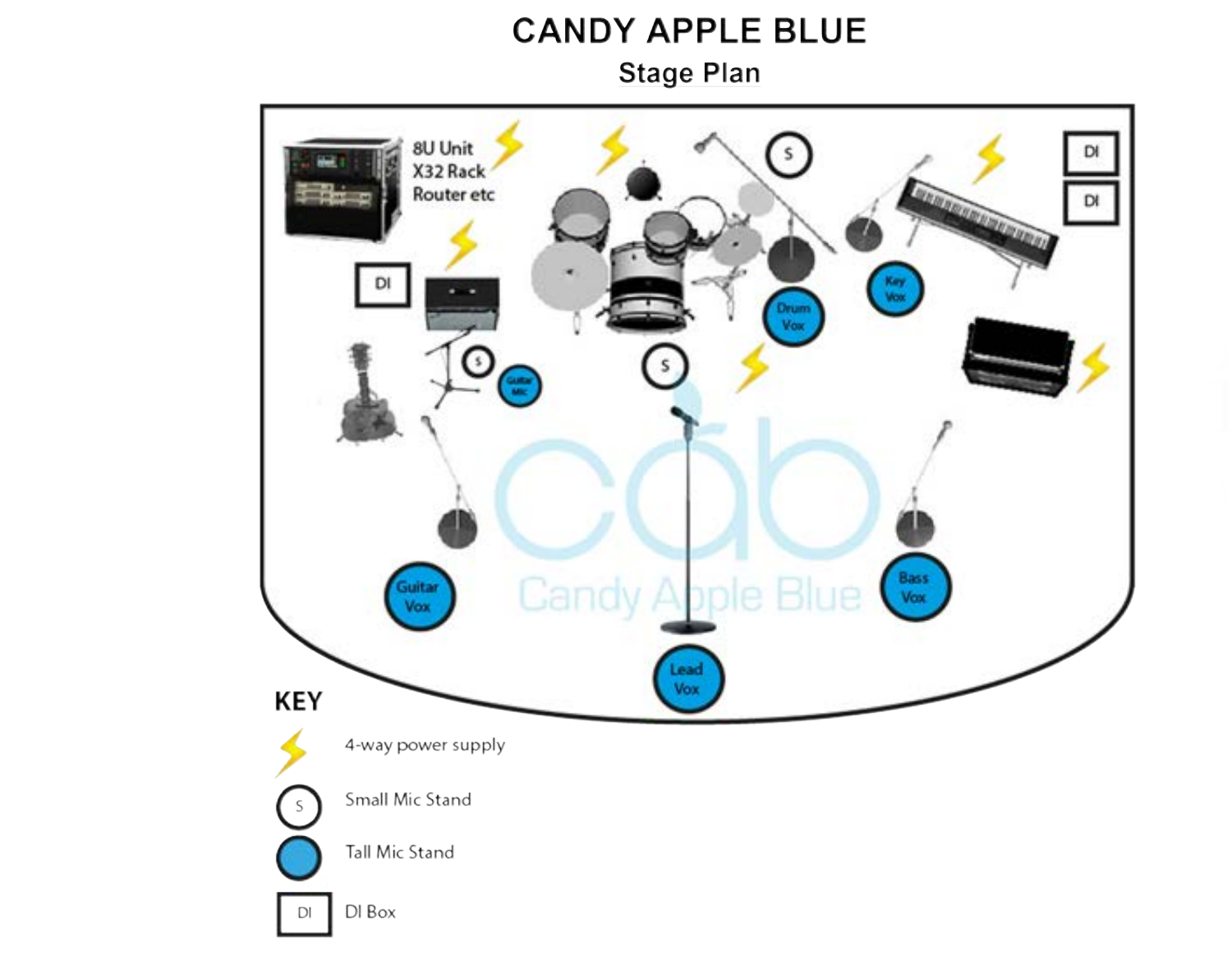# CANDY APPLE BLUE

## Stage Plan

8U Unit
X32 Rack
Router etc

DI

DI

DI

S

S

S

Guitar Mic

Drum Vox

Key Vox

Guitar Vox

Lead Vox

Bass Vox

cab

Candy Apple Blue

**KEY**

4-way power supply

Small Mic Stand

Tall Mic Stand

DI Box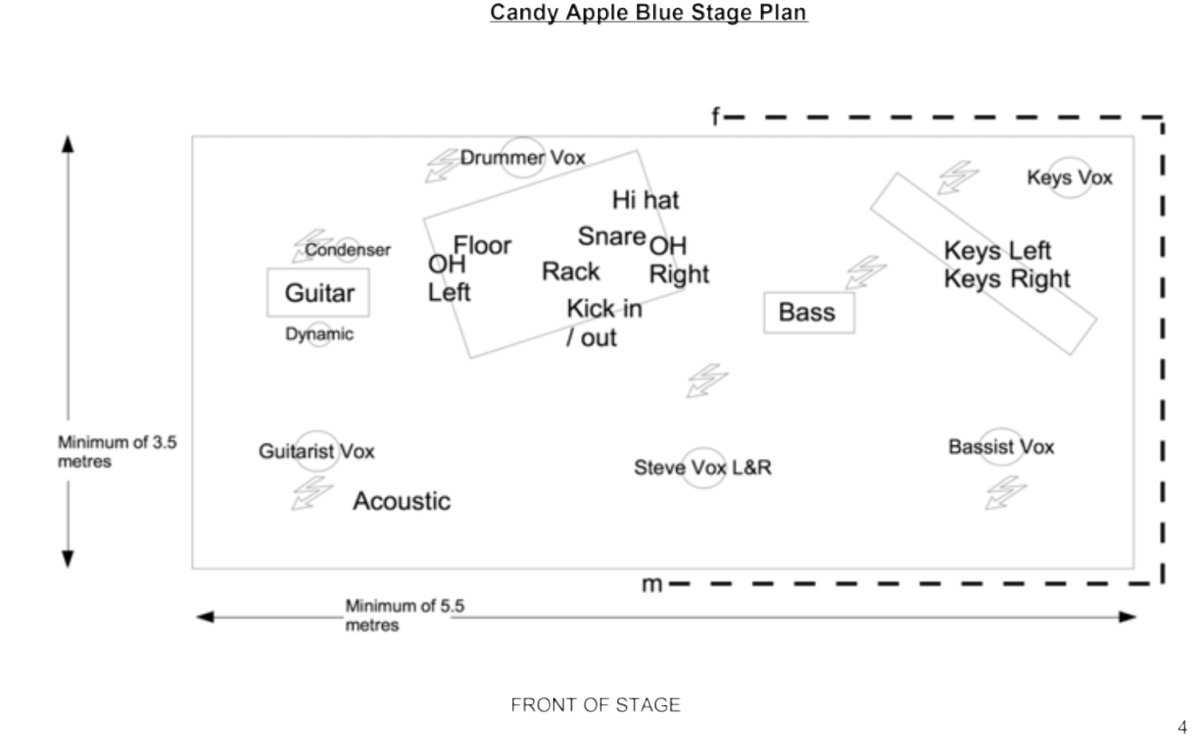# Candy Apple Blue Stage Plan

f

Drummer Vox

Hi hat

Snare

Floor

OH Left

Rack

OH Right

Kick in / out

Keys Vox

Keys Left

Keys Right

Condenser

Guitar

Dynamic

Bass

Guitarist Vox

Acoustic

Steve Vox L&R

Bassist Vox

Minimum of 3.5 metres

m

Minimum of 5.5 metres

FRONT OF STAGE